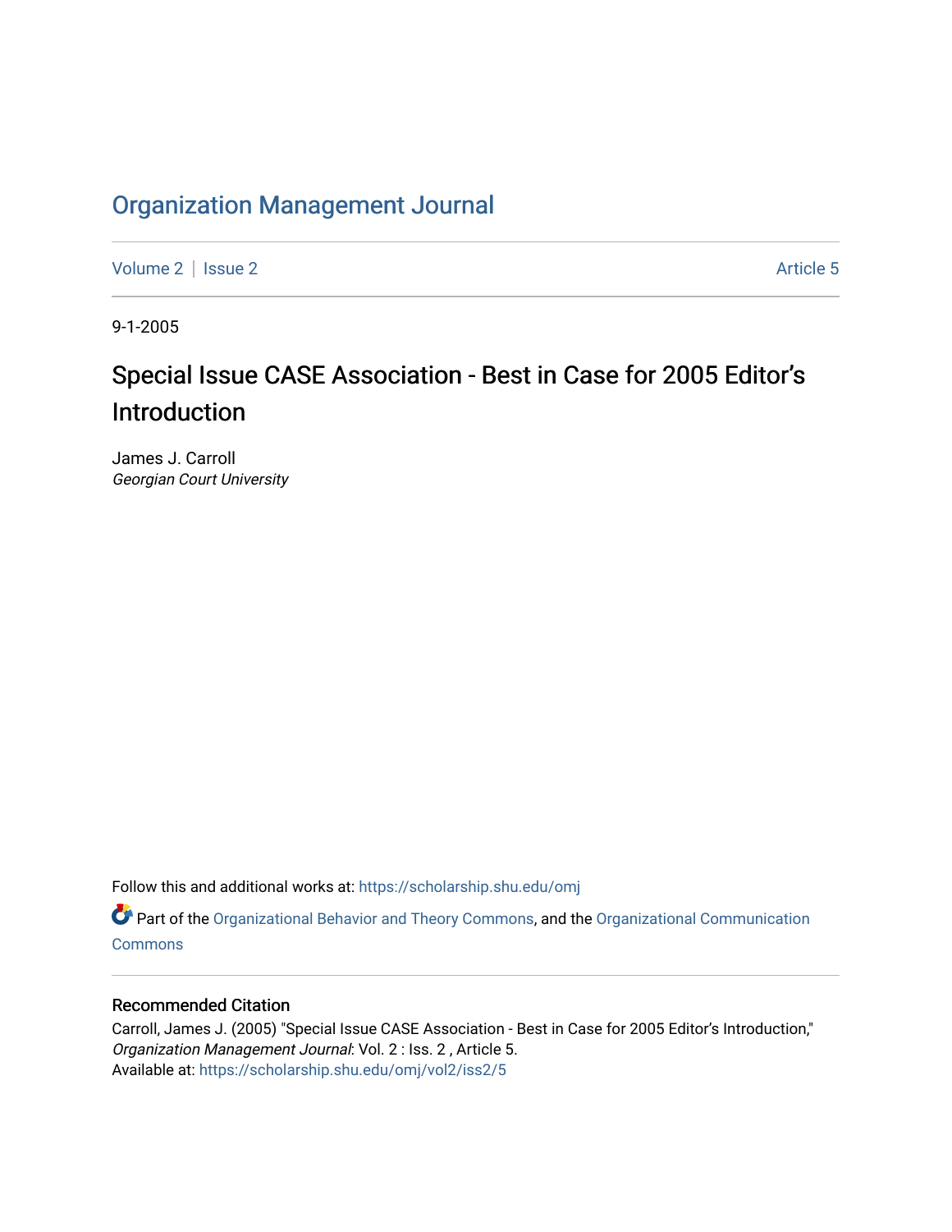# Organization Management Journal

Volume 2 | Issue 2 | Article 5

9-1-2005

## Special Issue CASE Association - Best in Case for 2005 Editor's Introduction

James J. Carroll
*Georgian Court University*

Follow this and additional works at: https://scholarship.shu.edu/omj

Part of the Organizational Behavior and Theory Commons, and the Organizational Communication Commons

### Recommended Citation

Carroll, James J. (2005) "Special Issue CASE Association - Best in Case for 2005 Editor's Introduction," *Organization Management Journal*: Vol. 2 : Iss. 2 , Article 5.
Available at: https://scholarship.shu.edu/omj/vol2/iss2/5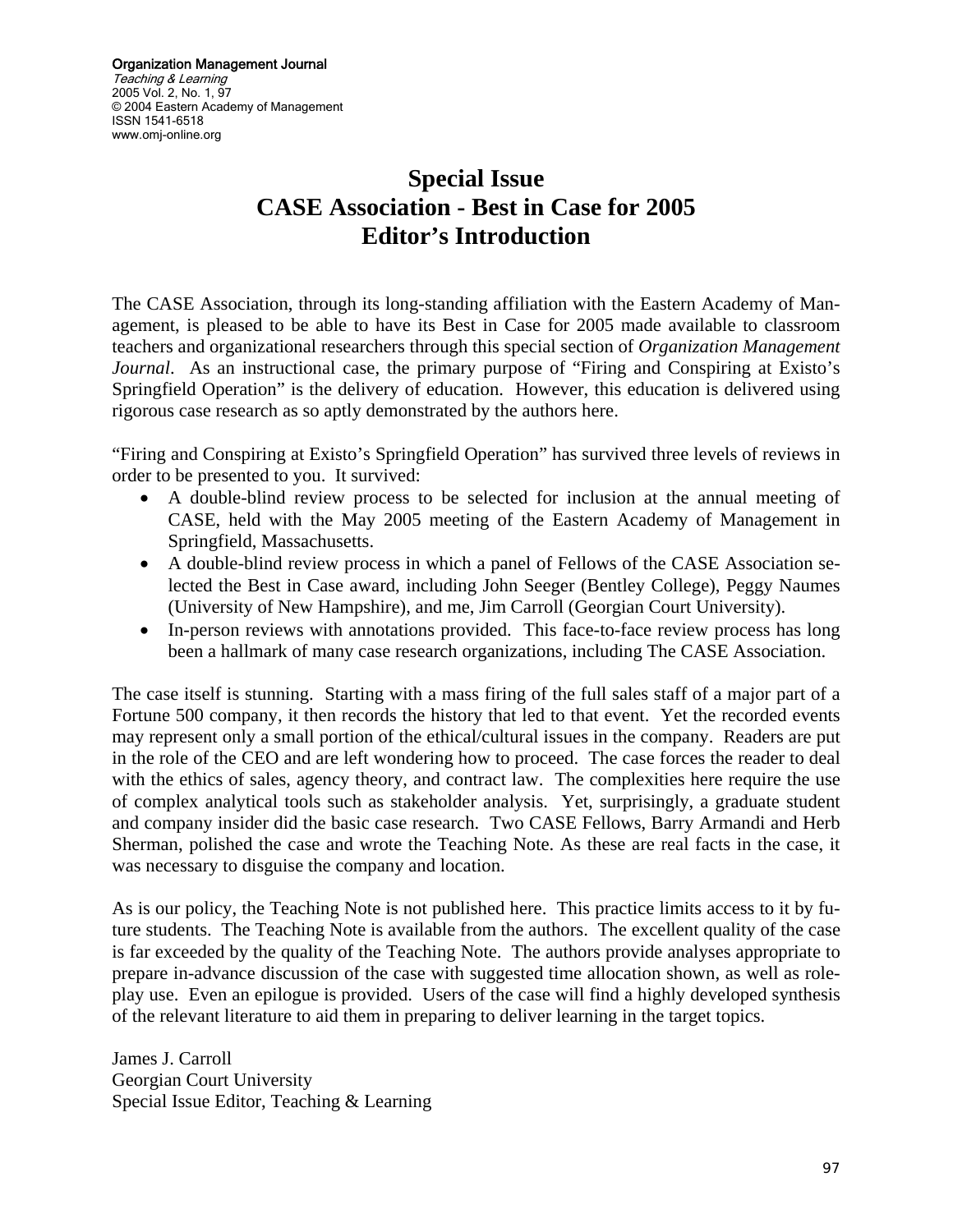# Special Issue
# CASE Association - Best in Case for 2005
# Editor's Introduction

The CASE Association, through its long-standing affiliation with the Eastern Academy of Management, is pleased to be able to have its Best in Case for 2005 made available to classroom teachers and organizational researchers through this special section of *Organization Management Journal*. As an instructional case, the primary purpose of "Firing and Conspiring at Existo's Springfield Operation" is the delivery of education. However, this education is delivered using rigorous case research as so aptly demonstrated by the authors here.

"Firing and Conspiring at Existo's Springfield Operation" has survived three levels of reviews in order to be presented to you. It survived:

- A double-blind review process to be selected for inclusion at the annual meeting of CASE, held with the May 2005 meeting of the Eastern Academy of Management in Springfield, Massachusetts.
- A double-blind review process in which a panel of Fellows of the CASE Association selected the Best in Case award, including John Seeger (Bentley College), Peggy Naumes (University of New Hampshire), and me, Jim Carroll (Georgian Court University).
- In-person reviews with annotations provided. This face-to-face review process has long been a hallmark of many case research organizations, including The CASE Association.

The case itself is stunning. Starting with a mass firing of the full sales staff of a major part of a Fortune 500 company, it then records the history that led to that event. Yet the recorded events may represent only a small portion of the ethical/cultural issues in the company. Readers are put in the role of the CEO and are left wondering how to proceed. The case forces the reader to deal with the ethics of sales, agency theory, and contract law. The complexities here require the use of complex analytical tools such as stakeholder analysis. Yet, surprisingly, a graduate student and company insider did the basic case research. Two CASE Fellows, Barry Armandi and Herb Sherman, polished the case and wrote the Teaching Note. As these are real facts in the case, it was necessary to disguise the company and location.

As is our policy, the Teaching Note is not published here. This practice limits access to it by future students. The Teaching Note is available from the authors. The excellent quality of the case is far exceeded by the quality of the Teaching Note. The authors provide analyses appropriate to prepare in-advance discussion of the case with suggested time allocation shown, as well as role-play use. Even an epilogue is provided. Users of the case will find a highly developed synthesis of the relevant literature to aid them in preparing to deliver learning in the target topics.

James J. Carroll
Georgian Court University
Special Issue Editor, Teaching & Learning